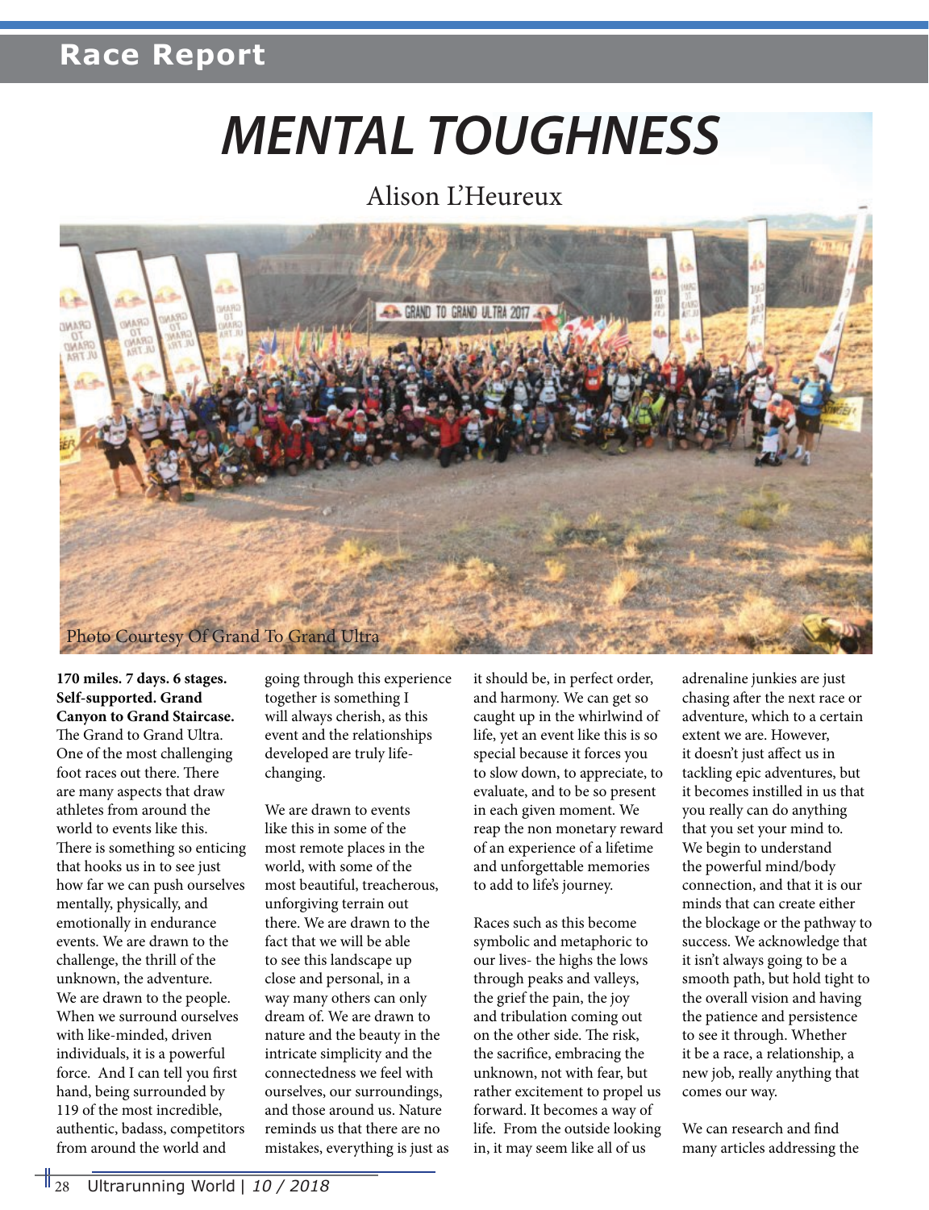# MENTAL TOUGHNESS

Alison L'Heureux

Photo Courtesy Of Grand To Grand Ultra

**170 miles. 7 days. 6 stages. Self-supported. Grand Canyon to Grand Staircase.** The Grand to Grand Ultra. One of the most challenging foot races out there. There are many aspects that draw athletes from around the world to events like this. There is something so enticing that hooks us in to see just how far we can push ourselves mentally, physically, and emotionally in endurance events. We are drawn to the challenge, the thrill of the unknown, the adventure. We are drawn to the people. When we surround ourselves with like-minded, driven individuals, it is a powerful force. And I can tell you first hand, being surrounded by 119 of the most incredible, authentic, badass, competitors from around the world and going through this experience together is something I will always cherish, as this event and the relationships developed are truly life-changing.

We are drawn to events like this in some of the most remote places in the world, with some of the most beautiful, treacherous, unforgiving terrain out there. We are drawn to the fact that we will be able to see this landscape up close and personal, in a way many others can only dream of. We are drawn to nature and the beauty in the intricate simplicity and the connectedness we feel with ourselves, our surroundings, and those around us. Nature reminds us that there are no mistakes, everything is just as it should be, in perfect order, and harmony. We can get so caught up in the whirlwind of life, yet an event like this is so special because it forces you to slow down, to appreciate, to evaluate, and to be so present in each given moment. We reap the non monetary reward of an experience of a lifetime and unforgettable memories to add to life's journey.

Races such as this become symbolic and metaphoric to our lives- the highs the lows through peaks and valleys, the grief the pain, the joy and tribulation coming out on the other side. The risk, the sacrifice, embracing the unknown, not with fear, but rather excitement to propel us forward. It becomes a way of life. From the outside looking in, it may seem like all of us adrenaline junkies are just chasing after the next race or adventure, which to a certain extent we are. However, it doesn't just affect us in tackling epic adventures, but it becomes instilled in us that you really can do anything that you set your mind to. We begin to understand the powerful mind/body connection, and that it is our minds that can create either the blockage or the pathway to success. We acknowledge that it isn't always going to be a smooth path, but hold tight to the overall vision and having the patience and persistence to see it through. Whether it be a race, a relationship, a new job, really anything that comes our way.

We can research and find many articles addressing the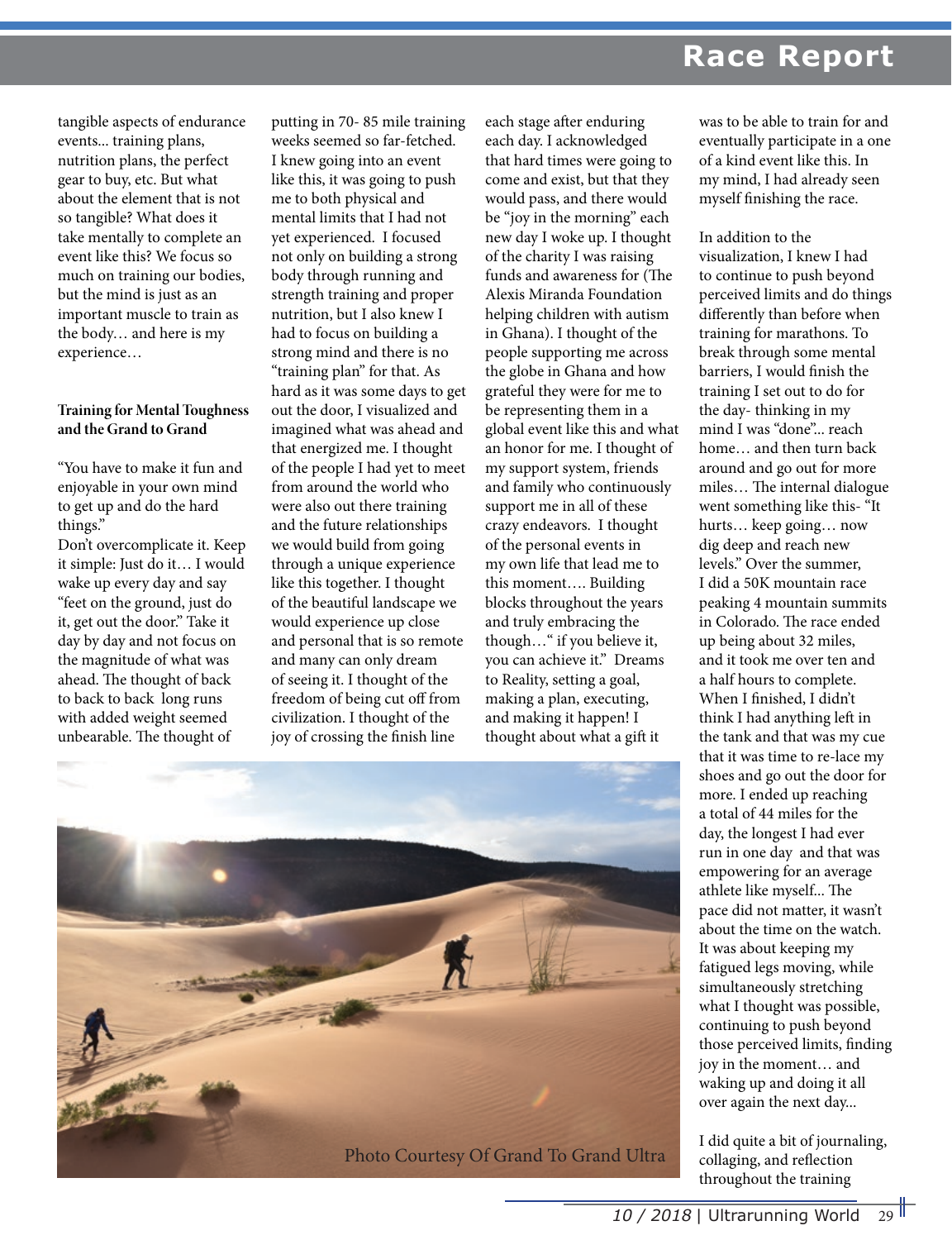tangible aspects of endurance events... training plans, nutrition plans, the perfect gear to buy, etc. But what about the element that is not so tangible? What does it take mentally to complete an event like this? We focus so much on training our bodies, but the mind is just as an important muscle to train as the body… and here is my experience…

**Training for Mental Toughness and the Grand to Grand**

"You have to make it fun and enjoyable in your own mind to get up and do the hard things."

Don't overcomplicate it. Keep it simple: Just do it… I would wake up every day and say "feet on the ground, just do it, get out the door." Take it day by day and not focus on the magnitude of what was ahead. The thought of back to back long runs with added weight seemed unbearable. The thought of putting in 70- 85 mile training weeks seemed so far-fetched. I knew going into an event like this, it was going to push me to both physical and mental limits that I had not yet experienced. I focused not only on building a strong body through running and strength training and proper nutrition, but I also knew I had to focus on building a strong mind and there is no "training plan" for that. As hard as it was some days to get out the door, I visualized and imagined what was ahead and that energized me. I thought of the people I had yet to meet from around the world who were also out there training and the future relationships we would build from going through a unique experience like this together. I thought of the beautiful landscape we would experience up close and personal that is so remote and many can only dream of seeing it. I thought of the freedom of being cut off from civilization. I thought of the joy of crossing the finish line each stage after enduring each day. I acknowledged that hard times were going to come and exist, but that they would pass, and there would be "joy in the morning" each new day I woke up. I thought of the charity I was raising funds and awareness for (The Alexis Miranda Foundation helping children with autism in Ghana). I thought of the people supporting me across the globe in Ghana and how grateful they were for me to be representing them in a global event like this and what an honor for me. I thought of my support system, friends and family who continuously support me in all of these crazy endeavors. I thought of the personal events in my own life that lead me to this moment…. Building blocks throughout the years and truly embracing the though…" if you believe it, you can achieve it." Dreams to Reality, setting a goal, making a plan, executing, and making it happen! I thought about what a gift it was to be able to train for and eventually participate in a one of a kind event like this. In my mind, I had already seen myself finishing the race.

Photo Courtesy Of Grand To Grand Ultra

In addition to the visualization, I knew I had to continue to push beyond perceived limits and do things differently than before when training for marathons. To break through some mental barriers, I would finish the training I set out to do for the day- thinking in my mind I was "done"... reach home… and then turn back around and go out for more miles… The internal dialogue went something like this- "It hurts… keep going… now dig deep and reach new levels." Over the summer, I did a 50K mountain race peaking 4 mountain summits in Colorado. The race ended up being about 32 miles, and it took me over ten and a half hours to complete. When I finished, I didn't think I had anything left in the tank and that was my cue that it was time to re-lace my shoes and go out the door for more. I ended up reaching a total of 44 miles for the day, the longest I had ever run in one day and that was empowering for an average athlete like myself... The pace did not matter, it wasn't about the time on the watch. It was about keeping my fatigued legs moving, while simultaneously stretching what I thought was possible, continuing to push beyond those perceived limits, finding joy in the moment… and waking up and doing it all over again the next day...

I did quite a bit of journaling, collaging, and reflection throughout the training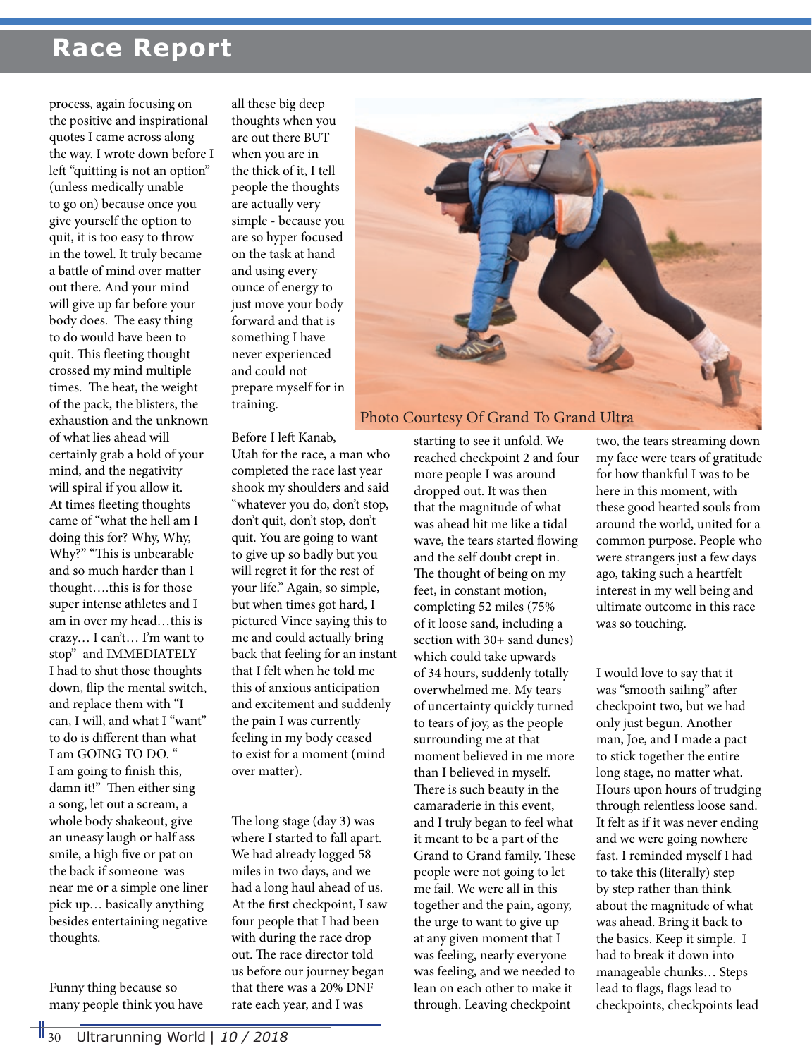process, again focusing on the positive and inspirational quotes I came across along the way. I wrote down before I left "quitting is not an option" (unless medically unable to go on) because once you give yourself the option to quit, it is too easy to throw in the towel. It truly became a battle of mind over matter out there. And your mind will give up far before your body does. The easy thing to do would have been to quit. This fleeting thought crossed my mind multiple times. The heat, the weight of the pack, the blisters, the exhaustion and the unknown of what lies ahead will certainly grab a hold of your mind, and the negativity will spiral if you allow it. At times fleeting thoughts came of "what the hell am I doing this for? Why, Why, Why?" "This is unbearable and so much harder than I thought….this is for those super intense athletes and I am in over my head…this is crazy… I can't… I'm want to stop" and IMMEDIATELY I had to shut those thoughts down, flip the mental switch, and replace them with "I can, I will, and what I "want" to do is different than what I am GOING TO DO. " I am going to finish this, damn it!" Then either sing a song, let out a scream, a whole body shakeout, give an uneasy laugh or half ass smile, a high five or pat on the back if someone was near me or a simple one liner pick up… basically anything besides entertaining negative thoughts.

Funny thing because so many people think you have all these big deep thoughts when you are out there BUT when you are in the thick of it, I tell people the thoughts are actually very simple - because you are so hyper focused on the task at hand and using every ounce of energy to just move your body forward and that is something I have never experienced and could not prepare myself for in training.

Before I left Kanab, Utah for the race, a man who completed the race last year shook my shoulders and said "whatever you do, don't stop, don't quit, don't stop, don't quit. You are going to want to give up so badly but you will regret it for the rest of your life." Again, so simple, but when times got hard, I pictured Vince saying this to me and could actually bring back that feeling for an instant that I felt when he told me this of anxious anticipation and excitement and suddenly the pain I was currently feeling in my body ceased to exist for a moment (mind over matter).

The long stage (day 3) was where I started to fall apart. We had already logged 58 miles in two days, and we had a long haul ahead of us. At the first checkpoint, I saw four people that I had been with during the race drop out. The race director told us before our journey began that there was a 20% DNF rate each year, and I was starting to see it unfold. We reached checkpoint 2 and four more people I was around dropped out. It was then that the magnitude of what was ahead hit me like a tidal wave, the tears started flowing and the self doubt crept in. The thought of being on my feet, in constant motion, completing 52 miles (75% of it loose sand, including a section with 30+ sand dunes) which could take upwards of 34 hours, suddenly totally overwhelmed me. My tears of uncertainty quickly turned to tears of joy, as the people surrounding me at that moment believed in me more than I believed in myself. There is such beauty in the camaraderie in this event, and I truly began to feel what it meant to be a part of the Grand to Grand family. These people were not going to let me fail. We were all in this together and the pain, agony, the urge to want to give up at any given moment that I was feeling, nearly everyone was feeling, and we needed to lean on each other to make it through. Leaving checkpoint two, the tears streaming down my face were tears of gratitude for how thankful I was to be here in this moment, with these good hearted souls from around the world, united for a common purpose. People who were strangers just a few days ago, taking such a heartfelt interest in my well being and ultimate outcome in this race was so touching.

Photo Courtesy Of Grand To Grand Ultra

I would love to say that it was "smooth sailing" after checkpoint two, but we had only just begun. Another man, Joe, and I made a pact to stick together the entire long stage, no matter what. Hours upon hours of trudging through relentless loose sand. It felt as if it was never ending and we were going nowhere fast. I reminded myself I had to take this (literally) step by step rather than think about the magnitude of what was ahead. Bring it back to the basics. Keep it simple. I had to break it down into manageable chunks… Steps lead to flags, flags lead to checkpoints, checkpoints lead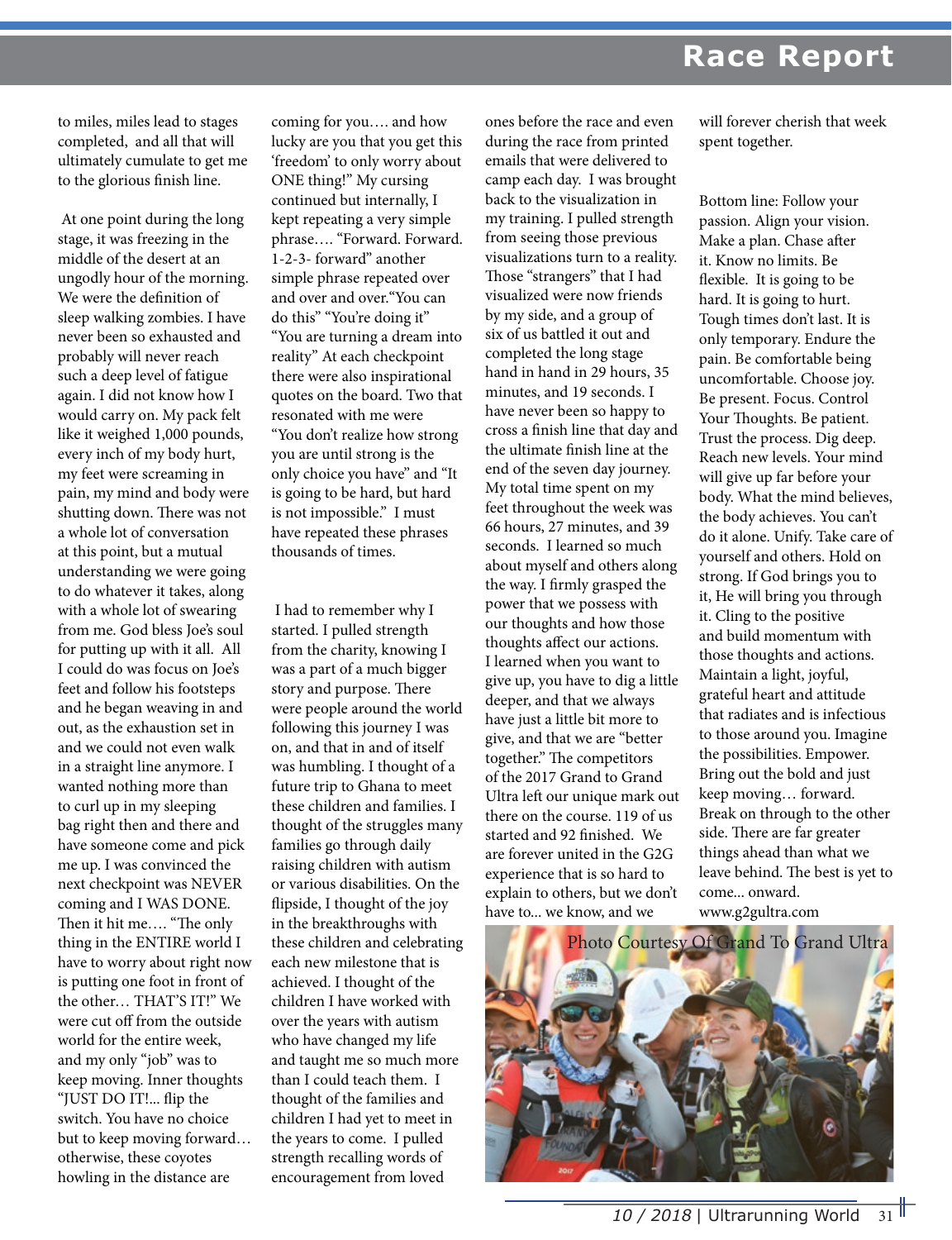to miles, miles lead to stages completed, and all that will ultimately cumulate to get me to the glorious finish line.

At one point during the long stage, it was freezing in the middle of the desert at an ungodly hour of the morning. We were the definition of sleep walking zombies. I have never been so exhausted and probably will never reach such a deep level of fatigue again. I did not know how I would carry on. My pack felt like it weighed 1,000 pounds, every inch of my body hurt, my feet were screaming in pain, my mind and body were shutting down. There was not a whole lot of conversation at this point, but a mutual understanding we were going to do whatever it takes, along with a whole lot of swearing from me. God bless Joe's soul for putting up with it all. All I could do was focus on Joe's feet and follow his footsteps and he began weaving in and out, as the exhaustion set in and we could not even walk in a straight line anymore. I wanted nothing more than to curl up in my sleeping bag right then and there and have someone come and pick me up. I was convinced the next checkpoint was NEVER coming and I WAS DONE. Then it hit me…. "The only thing in the ENTIRE world I have to worry about right now is putting one foot in front of the other… THAT'S IT!" We were cut off from the outside world for the entire week, and my only "job" was to keep moving. Inner thoughts "JUST DO IT!... flip the switch. You have no choice but to keep moving forward… otherwise, these coyotes howling in the distance are coming for you…. and how lucky are you that you get this 'freedom' to only worry about ONE thing!" My cursing continued but internally, I kept repeating a very simple phrase…. "Forward. Forward. 1-2-3- forward" another simple phrase repeated over and over and over."You can do this" "You're doing it" "You are turning a dream into reality" At each checkpoint there were also inspirational quotes on the board. Two that resonated with me were "You don't realize how strong you are until strong is the only choice you have" and "It is going to be hard, but hard is not impossible." I must have repeated these phrases thousands of times.

I had to remember why I started. I pulled strength from the charity, knowing I was a part of a much bigger story and purpose. There were people around the world following this journey I was on, and that in and of itself was humbling. I thought of a future trip to Ghana to meet these children and families. I thought of the struggles many families go through daily raising children with autism or various disabilities. On the flipside, I thought of the joy in the breakthroughs with these children and celebrating each new milestone that is achieved. I thought of the children I have worked with over the years with autism who have changed my life and taught me so much more than I could teach them. I thought of the families and children I had yet to meet in the years to come. I pulled strength recalling words of encouragement from loved ones before the race and even during the race from printed emails that were delivered to camp each day. I was brought back to the visualization in my training. I pulled strength from seeing those previous visualizations turn to a reality. Those "strangers" that I had visualized were now friends by my side, and a group of six of us battled it out and completed the long stage hand in hand in 29 hours, 35 minutes, and 19 seconds. I have never been so happy to cross a finish line that day and the ultimate finish line at the end of the seven day journey. My total time spent on my feet throughout the week was 66 hours, 27 minutes, and 39 seconds. I learned so much about myself and others along the way. I firmly grasped the power that we possess with our thoughts and how those thoughts affect our actions. I learned when you want to give up, you have to dig a little deeper, and that we always have just a little bit more to give, and that we are "better together." The competitors of the 2017 Grand to Grand Ultra left our unique mark out there on the course. 119 of us started and 92 finished. We are forever united in the G2G experience that is so hard to explain to others, but we don't have to... we know, and we will forever cherish that week spent together.

Bottom line: Follow your passion. Align your vision. Make a plan. Chase after it. Know no limits. Be flexible. It is going to be hard. It is going to hurt. Tough times don't last. It is only temporary. Endure the pain. Be comfortable being uncomfortable. Choose joy. Be present. Focus. Control Your Thoughts. Be patient. Trust the process. Dig deep. Reach new levels. Your mind will give up far before your body. What the mind believes, the body achieves. You can't do it alone. Unify. Take care of yourself and others. Hold on strong. If God brings you to it, He will bring you through it. Cling to the positive and build momentum with those thoughts and actions. Maintain a light, joyful, grateful heart and attitude that radiates and is infectious to those around you. Imagine the possibilities. Empower. Bring out the bold and just keep moving… forward. Break on through to the other side. There are far greater things ahead than what we leave behind. The best is yet to come... onward.
www.g2gultra.com

Photo Courtesy Of Grand To Grand Ultra